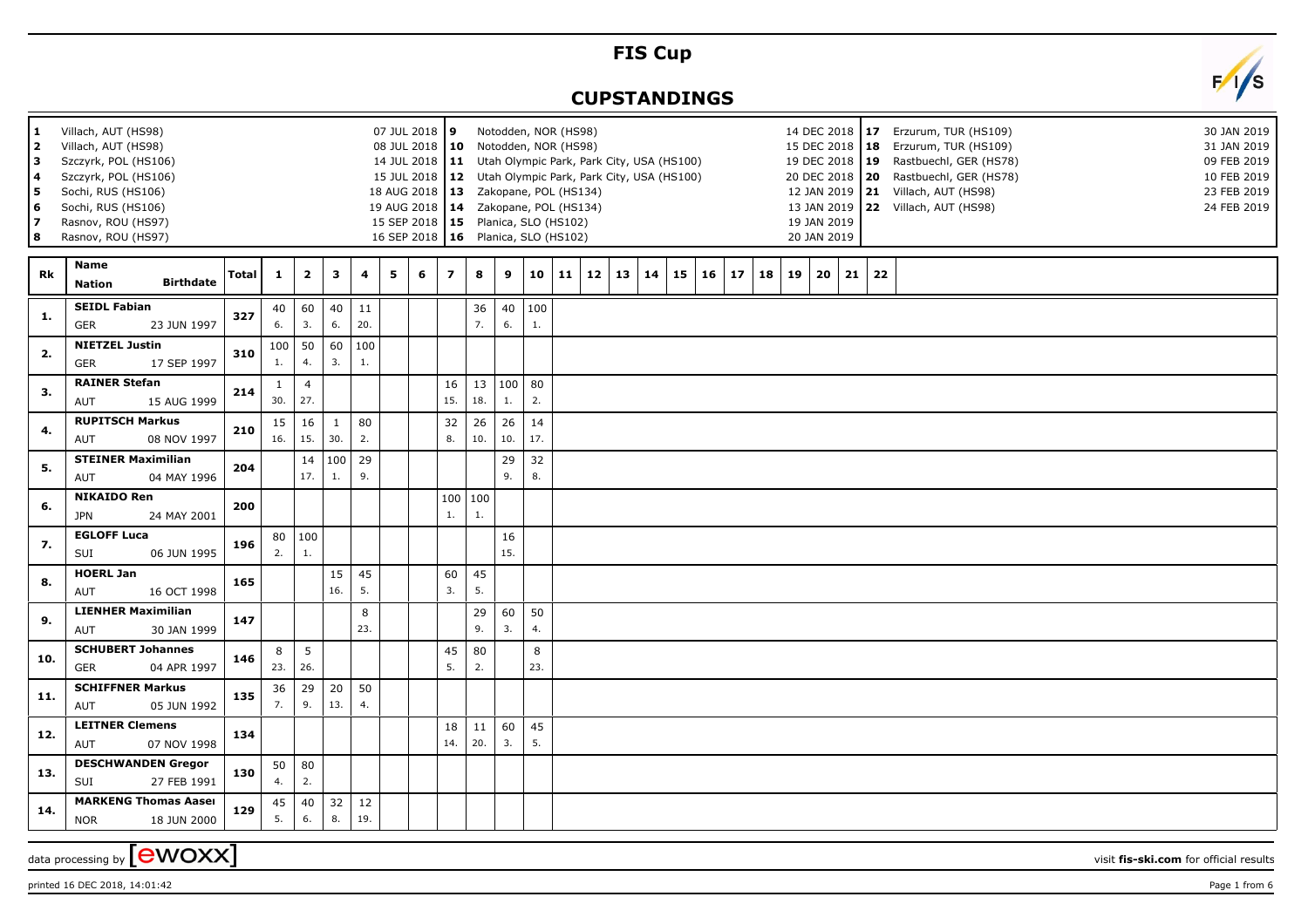# FIS Cup

## CUPSTANDINGS

| | | | | | | |
|---|---|---|---|---|---|---|
| 1 | Villach, AUT (HS98) | 07 JUL 2018 | 9 | Notodden, NOR (HS98) | 14 DEC 2018 | 17 Erzurum, TUR (HS109) 30 JAN 2019 |
| 2 | Villach, AUT (HS98) | 08 JUL 2018 | 10 | Notodden, NOR (HS98) | 15 DEC 2018 | 18 Erzurum, TUR (HS109) 31 JAN 2019 |
| 3 | Szczyrk, POL (HS106) | 14 JUL 2018 | 11 | Utah Olympic Park, Park City, USA (HS100) | 19 DEC 2018 | 19 Rastbuechl, GER (HS78) 09 FEB 2019 |
| 4 | Szczyrk, POL (HS106) | 15 JUL 2018 | 12 | Utah Olympic Park, Park City, USA (HS100) | 20 DEC 2018 | 20 Rastbuechl, GER (HS78) 10 FEB 2019 |
| 5 | Sochi, RUS (HS106) | 18 AUG 2018 | 13 | Zakopane, POL (HS134) | 12 JAN 2019 | 21 Villach, AUT (HS98) 23 FEB 2019 |
| 6 | Sochi, RUS (HS106) | 19 AUG 2018 | 14 | Zakopane, POL (HS134) | 13 JAN 2019 | 22 Villach, AUT (HS98) 24 FEB 2019 |
| 7 | Rasnov, ROU (HS97) | 15 SEP 2018 | 15 | Planica, SLO (HS102) | 19 JAN 2019 | |
| 8 | Rasnov, ROU (HS97) | 16 SEP 2018 | 16 | Planica, SLO (HS102) | 20 JAN 2019 | |

| Rk | Name / Nation / Birthdate | Total | 1 | 2 | 3 | 4 | 5 | 6 | 7 | 8 | 9 | 10 | 11 | 12 | 13 | 14 | 15 | 16 | 17 | 18 | 19 | 20 | 21 | 22 |
|---|---|---|---|---|---|---|---|---|---|---|---|---|---|---|---|---|---|---|---|---|---|---|---|---|
| 1. | SEIDL Fabian GER 23 JUN 1997 | 327 | 40 6. | 60 3. | 40 6. | 11 20. | | | | 36 7. | 40 6. | 100 1. | | | | | | | | | | | | |
| 2. | NIETZEL Justin GER 17 SEP 1997 | 310 | 100 1. | 50 4. | 60 3. | 100 1. | | | | | | | | | | | | | | | | | | |
| 3. | RAINER Stefan AUT 15 AUG 1999 | 214 | 1 30. | 4 27. | | | | | 16 15. | 13 18. | 100 1. | 80 2. | | | | | | | | | | | | |
| 4. | RUPITSCH Markus AUT 08 NOV 1997 | 210 | 15 16. | 16 15. | 1 30. | 80 2. | | | 32 8. | 26 10. | 26 10. | 14 17. | | | | | | | | | | | | |
| 5. | STEINER Maximilian AUT 04 MAY 1996 | 204 | | 14 17. | 100 1. | 29 9. | | | | | 29 9. | 32 8. | | | | | | | | | | | | |
| 6. | NIKAIDO Ren JPN 24 MAY 2001 | 200 | | | | | | | 100 1. | 100 1. | | | | | | | | | | | | | | |
| 7. | EGLOFF Luca SUI 06 JUN 1995 | 196 | 80 2. | 100 1. | | | | | | | 16 15. | | | | | | | | | | | | | |
| 8. | HOERL Jan AUT 16 OCT 1998 | 165 | | | 15 16. | 45 5. | | | 60 3. | 45 5. | | | | | | | | | | | | | | |
| 9. | LIENHER Maximilian AUT 30 JAN 1999 | 147 | | | | 8 23. | | | | 29 9. | 60 3. | 50 4. | | | | | | | | | | | | |
| 10. | SCHUBERT Johannes GER 04 APR 1997 | 146 | 8 23. | 5 26. | | | | | 45 5. | 80 2. | | 8 23. | | | | | | | | | | | | |
| 11. | SCHIFFNER Markus AUT 05 JUN 1992 | 135 | 36 7. | 29 9. | 20 13. | 50 4. | | | | | | | | | | | | | | | | | | |
| 12. | LEITNER Clemens AUT 07 NOV 1998 | 134 | | | | | | | 18 14. | 11 20. | 60 3. | 45 5. | | | | | | | | | | | | |
| 13. | DESCHWANDEN Gregor SUI 27 FEB 1991 | 130 | 50 4. | 80 2. | | | | | | | | | | | | | | | | | | | | |
| 14. | MARKENG Thomas Aasei NOR 18 JUN 2000 | 129 | 45 5. | 40 6. | 32 8. | 12 19. | | | | | | | | | | | | | | | | | | |

data processing by ewoxx — visit fis-ski.com for official results

printed 16 DEC 2018, 14:01:42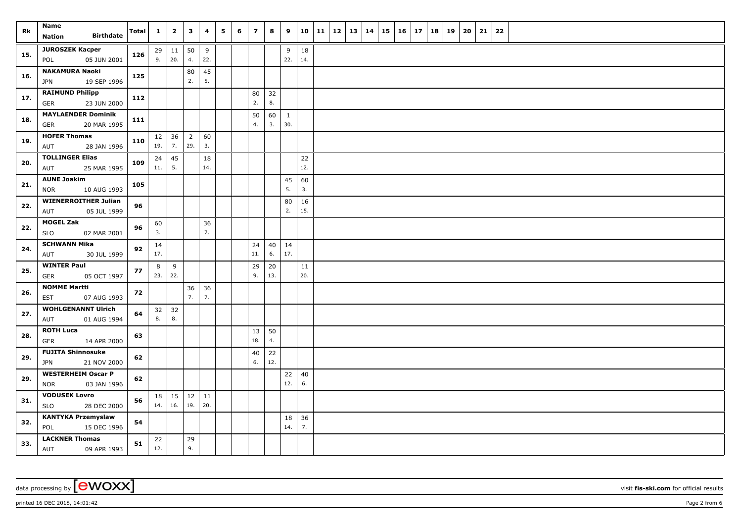| Rk | Name<br>Nation Birthdate | Total | 1 | 2 | 3 | 4 | 5 | 6 | 7 | 8 | 9 | 10 | 11 | 12 | 13 | 14 | 15 | 16 | 17 | 18 | 19 | 20 | 21 | 22 |
|---|---|---|---|---|---|---|---|---|---|---|---|---|---|---|---|---|---|---|---|---|---|---|---|---|
| 15. | JUROSZEK Kacper<br>POL 05 JUN 2001 | 126 | 29<br>9. | 11<br>20. | 50<br>4. | 9<br>22. | | | | | 9<br>22. | 18<br>14. | | | | | | | | | | | | |
| 16. | NAKAMURA Naoki<br>JPN 19 SEP 1996 | 125 | | | 80<br>2. | 45<br>5. | | | | | | | | | | | | | | | | | | |
| 17. | RAIMUND Philipp<br>GER 23 JUN 2000 | 112 | | | | | | | 80<br>2. | 32<br>8. | | | | | | | | | | | | | | |
| 18. | MAYLAENDER Dominik<br>GER 20 MAR 1995 | 111 | | | | | | | 50<br>4. | 60<br>3. | 1<br>30. | | | | | | | | | | | | | |
| 19. | HOFER Thomas<br>AUT 28 JAN 1996 | 110 | 12<br>19. | 36<br>7. | 2<br>29. | 60<br>3. | | | | | | | | | | | | | | | | | | |
| 20. | TOLLINGER Elias<br>AUT 25 MAR 1995 | 109 | 24<br>11. | 45<br>5. | | 18<br>14. | | | | | | 22<br>12. | | | | | | | | | | | | |
| 21. | AUNE Joakim<br>NOR 10 AUG 1993 | 105 | | | | | | | | | 45<br>5. | 60<br>3. | | | | | | | | | | | | |
| 22. | WIENERROITHER Julian<br>AUT 05 JUL 1999 | 96 | | | | | | | | | 80<br>2. | 16<br>15. | | | | | | | | | | | | |
| 22. | MOGEL Zak<br>SLO 02 MAR 2001 | 96 | 60<br>3. | | | 36<br>7. | | | | | | | | | | | | | | | | | | |
| 24. | SCHWANN Mika<br>AUT 30 JUL 1999 | 92 | 14<br>17. | | | | | | 24<br>11. | 40<br>6. | 14<br>17. | | | | | | | | | | | | | |
| 25. | WINTER Paul<br>GER 05 OCT 1997 | 77 | 8<br>23. | 9<br>22. | | | | | 29<br>9. | 20<br>13. | | 11<br>20. | | | | | | | | | | | | |
| 26. | NOMME Martti<br>EST 07 AUG 1993 | 72 | | | 36<br>7. | 36<br>7. | | | | | | | | | | | | | | | | | | |
| 27. | WOHLGENANNT Ulrich<br>AUT 01 AUG 1994 | 64 | 32<br>8. | 32<br>8. | | | | | | | | | | | | | | | | | | | | |
| 28. | ROTH Luca<br>GER 14 APR 2000 | 63 | | | | | | | 13<br>18. | 50<br>4. | | | | | | | | | | | | | | |
| 29. | FUJITA Shinnosuke<br>JPN 21 NOV 2000 | 62 | | | | | | | 40<br>6. | 22<br>12. | | | | | | | | | | | | | | |
| 29. | WESTERHEIM Oscar P<br>NOR 03 JAN 1996 | 62 | | | | | | | | | 22<br>12. | 40<br>6. | | | | | | | | | | | | |
| 31. | VODUSEK Lovro<br>SLO 28 DEC 2000 | 56 | 18<br>14. | 15<br>16. | 12<br>19. | 11<br>20. | | | | | | | | | | | | | | | | | | |
| 32. | KANTYKA Przemyslaw<br>POL 15 DEC 1996 | 54 | | | | | | | | | 18<br>14. | 36<br>7. | | | | | | | | | | | | |
| 33. | LACKNER Thomas<br>AUT 09 APR 1993 | 51 | 22<br>12. | | 29<br>9. | | | | | | | | | | | | | | | | | | | |

data processing by [ewoxx] visit fis-ski.com for official results

printed 16 DEC 2018, 14:01:42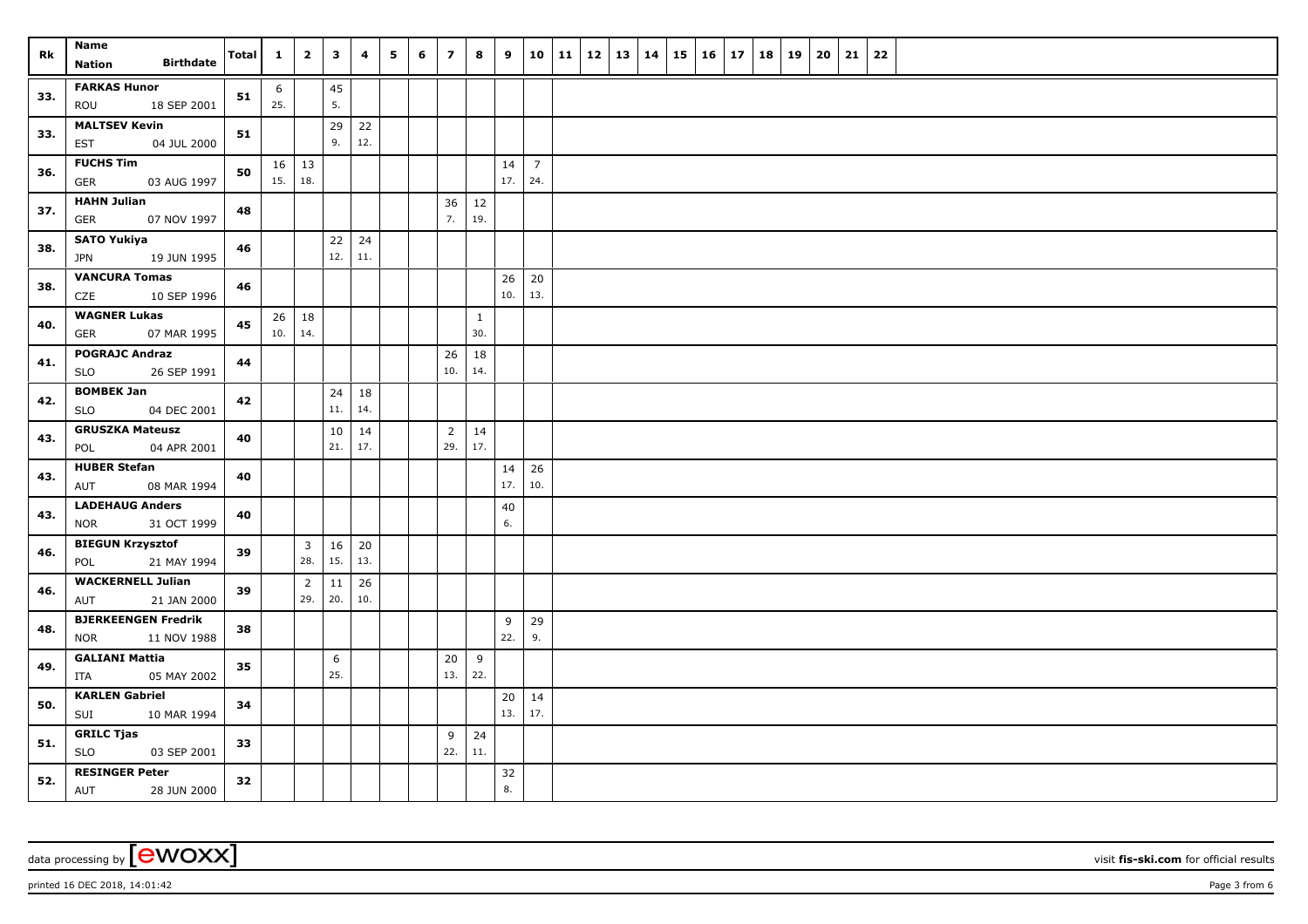| Rk | Name Nation Birthdate | Total | 1 | 2 | 3 | 4 | 5 | 6 | 7 | 8 | 9 | 10 | 11 | 12 | 13 | 14 | 15 | 16 | 17 | 18 | 19 | 20 | 21 | 22 |
|---|---|---|---|---|---|---|---|---|---|---|---|---|---|---|---|---|---|---|---|---|---|---|---|---|
| 33. | FARKAS Hunor ROU 18 SEP 2001 | 51 | 6 25. | | 45 5. | | | | | | | | | | | | | | | | | | | |
| 33. | MALTSEV Kevin EST 04 JUL 2000 | 51 | | | 29 9. | 22 12. | | | | | | | | | | | | | | | | | | |
| 36. | FUCHS Tim GER 03 AUG 1997 | 50 | 16 15. | 13 18. | | | | | | | 14 17. | 7 24. | | | | | | | | | | | | |
| 37. | HAHN Julian GER 07 NOV 1997 | 48 | | | | | | | 36 7. | 12 19. | | | | | | | | | | | | | | |
| 38. | SATO Yukiya JPN 19 JUN 1995 | 46 | | | 22 12. | 24 11. | | | | | | | | | | | | | | | | | | |
| 38. | VANCURA Tomas CZE 10 SEP 1996 | 46 | | | | | | | | | 26 10. | 20 13. | | | | | | | | | | | | |
| 40. | WAGNER Lukas GER 07 MAR 1995 | 45 | 26 10. | 18 14. | | | | | | 1 30. | | | | | | | | | | | | | | |
| 41. | POGRAJC Andraz SLO 26 SEP 1991 | 44 | | | | | | | 26 10. | 18 14. | | | | | | | | | | | | | | |
| 42. | BOMBEK Jan SLO 04 DEC 2001 | 42 | | | 24 11. | 18 14. | | | | | | | | | | | | | | | | | | |
| 43. | GRUSZKA Mateusz POL 04 APR 2001 | 40 | | | 10 21. | 14 17. | | | 2 29. | 14 17. | | | | | | | | | | | | | | |
| 43. | HUBER Stefan AUT 08 MAR 1994 | 40 | | | | | | | | | 14 17. | 26 10. | | | | | | | | | | | | |
| 43. | LADEHAUG Anders NOR 31 OCT 1999 | 40 | | | | | | | | | 40 6. | | | | | | | | | | | | | |
| 46. | BIEGUN Krzysztof POL 21 MAY 1994 | 39 | | 3 28. | 16 15. | 20 13. | | | | | | | | | | | | | | | | | | |
| 46. | WACKERNELL Julian AUT 21 JAN 2000 | 39 | | 2 29. | 11 20. | 26 10. | | | | | | | | | | | | | | | | | | |
| 48. | BJERKEENGEN Fredrik NOR 11 NOV 1988 | 38 | | | | | | | | | 9 22. | 29 9. | | | | | | | | | | | | |
| 49. | GALIANI Mattia ITA 05 MAY 2002 | 35 | | | 6 25. | | | | 20 13. | 9 22. | | | | | | | | | | | | | | |
| 50. | KARLEN Gabriel SUI 10 MAR 1994 | 34 | | | | | | | | | 20 13. | 14 17. | | | | | | | | | | | | |
| 51. | GRILC Tjas SLO 03 SEP 2001 | 33 | | | | | | | 9 22. | 24 11. | | | | | | | | | | | | | | |
| 52. | RESINGER Peter AUT 28 JUN 2000 | 32 | | | | | | | | | 32 8. | | | | | | | | | | | | | |

data processing by [ewoxx] visit fis-ski.com for official results

printed 16 DEC 2018, 14:01:42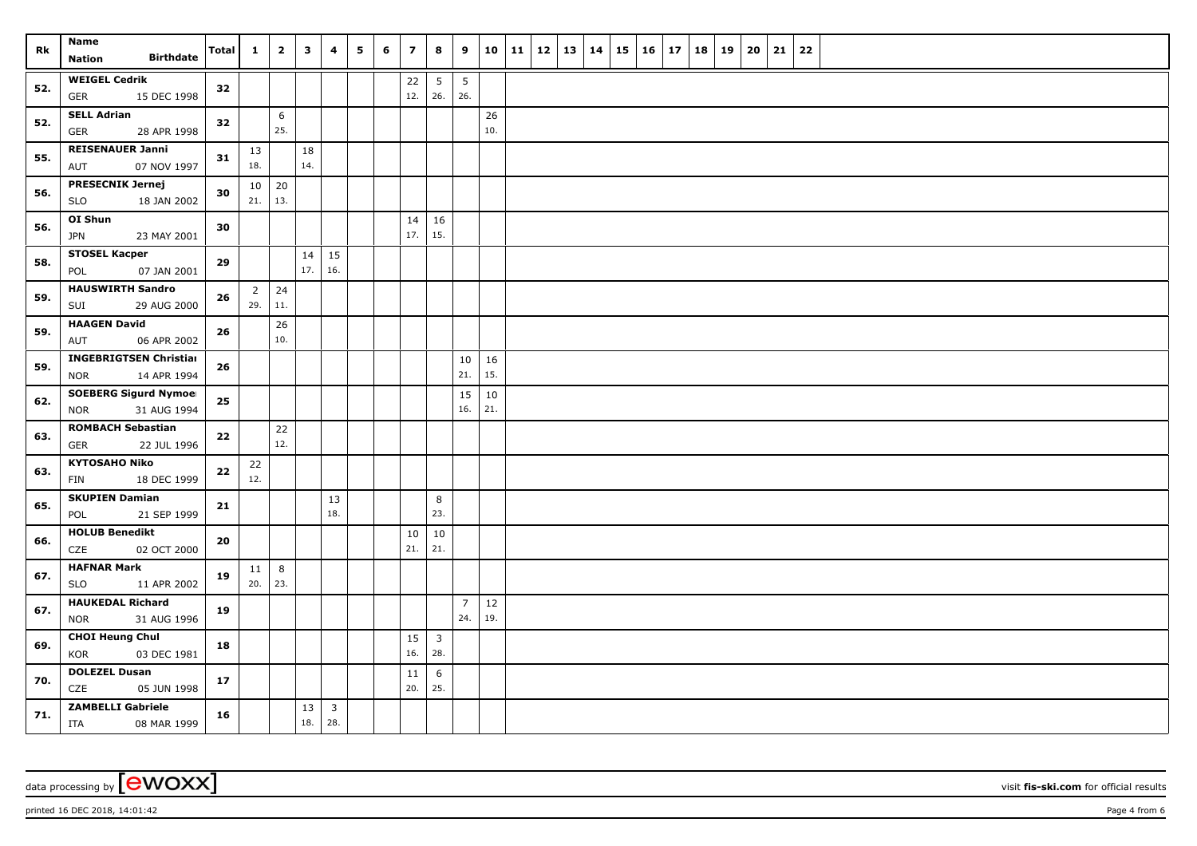| Rk | Name<br>Nation Birthdate | Total | 1 | 2 | 3 | 4 | 5 | 6 | 7 | 8 | 9 | 10 | 11 | 12 | 13 | 14 | 15 | 16 | 17 | 18 | 19 | 20 | 21 | 22 |
|---|---|---|---|---|---|---|---|---|---|---|---|---|---|---|---|---|---|---|---|---|---|---|---|---|
| 52. | WEIGEL Cedrik<br>GER 15 DEC 1998 | 32 | | | | | | | 22<br>12. | 5<br>26. | 5<br>26. | | | | | | | | | | | | | |
| 52. | SELL Adrian<br>GER 28 APR 1998 | 32 | | 6<br>25. | | | | | | | | 26<br>10. | | | | | | | | | | | | |
| 55. | REISENAUER Janni<br>AUT 07 NOV 1997 | 31 | 13<br>18. | | 18<br>14. | | | | | | | | | | | | | | | | | | | |
| 56. | PRESECNIK Jernej<br>SLO 18 JAN 2002 | 30 | 10<br>21. | 20<br>13. | | | | | | | | | | | | | | | | | | | | |
| 56. | OI Shun<br>JPN 23 MAY 2001 | 30 | | | | | | | 14<br>17. | 16<br>15. | | | | | | | | | | | | | | |
| 58. | STOSEL Kacper<br>POL 07 JAN 2001 | 29 | | | 14<br>17. | 15<br>16. | | | | | | | | | | | | | | | | | | |
| 59. | HAUSWIRTH Sandro<br>SUI 29 AUG 2000 | 26 | 2<br>29. | 24<br>11. | | | | | | | | | | | | | | | | | | | | |
| 59. | HAAGEN David<br>AUT 06 APR 2002 | 26 | | 26<br>10. | | | | | | | | | | | | | | | | | | | | |
| 59. | INGEBRIGTSEN Christian<br>NOR 14 APR 1994 | 26 | | | | | | | | | 10<br>21. | 16<br>15. | | | | | | | | | | | | |
| 62. | SOEBERG Sigurd Nymoen<br>NOR 31 AUG 1994 | 25 | | | | | | | | | 15<br>16. | 10<br>21. | | | | | | | | | | | | |
| 63. | ROMBACH Sebastian<br>GER 22 JUL 1996 | 22 | | 22<br>12. | | | | | | | | | | | | | | | | | | | | |
| 63. | KYTOSAHO Niko<br>FIN 18 DEC 1999 | 22 | 22<br>12. | | | | | | | | | | | | | | | | | | | | | |
| 65. | SKUPIEN Damian<br>POL 21 SEP 1999 | 21 | | | | 13<br>18. | | | | 8<br>23. | | | | | | | | | | | | | | |
| 66. | HOLUB Benedikt<br>CZE 02 OCT 2000 | 20 | | | | | | | 10<br>21. | 10<br>21. | | | | | | | | | | | | | | |
| 67. | HAFNAR Mark<br>SLO 11 APR 2002 | 19 | 11<br>20. | 8<br>23. | | | | | | | | | | | | | | | | | | | | |
| 67. | HAUKEDAL Richard<br>NOR 31 AUG 1996 | 19 | | | | | | | | | 7<br>24. | 12<br>19. | | | | | | | | | | | | |
| 69. | CHOI Heung Chul<br>KOR 03 DEC 1981 | 18 | | | | | | | 15<br>16. | 3<br>28. | | | | | | | | | | | | | | |
| 70. | DOLEZEL Dusan<br>CZE 05 JUN 1998 | 17 | | | | | | | 11<br>20. | 6<br>25. | | | | | | | | | | | | | | |
| 71. | ZAMBELLI Gabriele<br>ITA 08 MAR 1999 | 16 | | | 13<br>18. | 3<br>28. | | | | | | | | | | | | | | | | | | |

data processing by [ewoxx] — visit **fis-ski.com** for official results

printed 16 DEC 2018, 14:01:42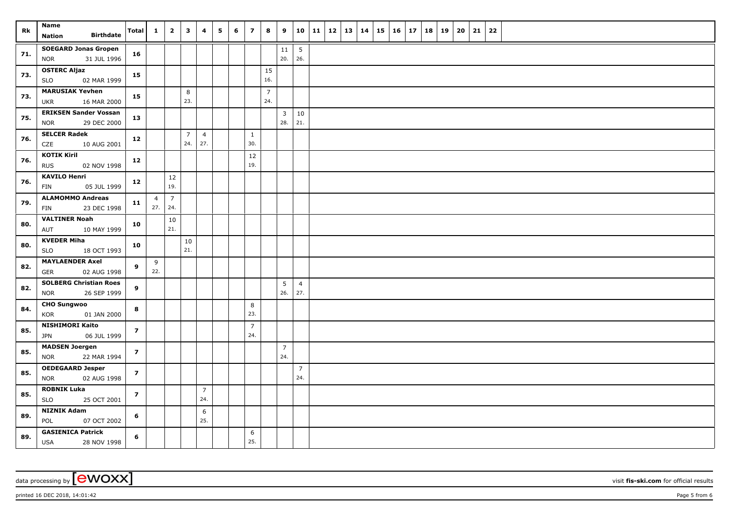| Rk | Name<br>Nation Birthdate | Total | 1 | 2 | 3 | 4 | 5 | 6 | 7 | 8 | 9 | 10 | 11 | 12 | 13 | 14 | 15 | 16 | 17 | 18 | 19 | 20 | 21 | 22 |
|---|---|---|---|---|---|---|---|---|---|---|---|---|---|---|---|---|---|---|---|---|---|---|---|---|
| 71. | SOEGARD Jonas Gropen<br>NOR 31 JUL 1996 | 16 | | | | | | | | | 11<br>20. | 5<br>26. | | | | | | | | | | | | |
| 73. | OSTERC Aljaz<br>SLO 02 MAR 1999 | 15 | | | | | | | | 15<br>16. | | | | | | | | | | | | | | |
| 73. | MARUSIAK Yevhen<br>UKR 16 MAR 2000 | 15 | | | 8<br>23. | | | | | 7<br>24. | | | | | | | | | | | | | | |
| 75. | ERIKSEN Sander Vossan<br>NOR 29 DEC 2000 | 13 | | | | | | | | | 3<br>28. | 10<br>21. | | | | | | | | | | | | |
| 76. | SELCER Radek<br>CZE 10 AUG 2001 | 12 | | | 7<br>24. | 4<br>27. | | | 1<br>30. | | | | | | | | | | | | | | | |
| 76. | KOTIK Kiril<br>RUS 02 NOV 1998 | 12 | | | | | | | 12<br>19. | | | | | | | | | | | | | | | |
| 76. | KAVILO Henri<br>FIN 05 JUL 1999 | 12 | | 12<br>19. | | | | | | | | | | | | | | | | | | | | |
| 79. | ALAMOMMO Andreas<br>FIN 23 DEC 1998 | 11 | 4<br>27. | 7<br>24. | | | | | | | | | | | | | | | | | | | | |
| 80. | VALTINER Noah<br>AUT 10 MAY 1999 | 10 | | 10<br>21. | | | | | | | | | | | | | | | | | | | | |
| 80. | KVEDER Miha<br>SLO 18 OCT 1993 | 10 | | | 10<br>21. | | | | | | | | | | | | | | | | | | | |
| 82. | MAYLAENDER Axel<br>GER 02 AUG 1998 | 9 | 9<br>22. | | | | | | | | | | | | | | | | | | | | | |
| 82. | SOLBERG Christian Roes<br>NOR 26 SEP 1999 | 9 | | | | | | | | | 5<br>26. | 4<br>27. | | | | | | | | | | | | |
| 84. | CHO Sungwoo<br>KOR 01 JAN 2000 | 8 | | | | | | | 8<br>23. | | | | | | | | | | | | | | | |
| 85. | NISHIMORI Kaito<br>JPN 06 JUL 1999 | 7 | | | | | | | 7<br>24. | | | | | | | | | | | | | | | |
| 85. | MADSEN Joergen<br>NOR 22 MAR 1994 | 7 | | | | | | | | | 7<br>24. | | | | | | | | | | | | | |
| 85. | OEDEGAARD Jesper<br>NOR 02 AUG 1998 | 7 | | | | | | | | | | 7<br>24. | | | | | | | | | | | | |
| 85. | ROBNIK Luka<br>SLO 25 OCT 2001 | 7 | | | | 7<br>24. | | | | | | | | | | | | | | | | | | |
| 89. | NIZNIK Adam<br>POL 07 OCT 2002 | 6 | | | | 6<br>25. | | | | | | | | | | | | | | | | | | |
| 89. | GASIENICA Patrick<br>USA 28 NOV 1998 | 6 | | | | | | | 6<br>25. | | | | | | | | | | | | | | | |

data processing by [ewoxx] visit **fis-ski.com** for official results

printed 16 DEC 2018, 14:01:42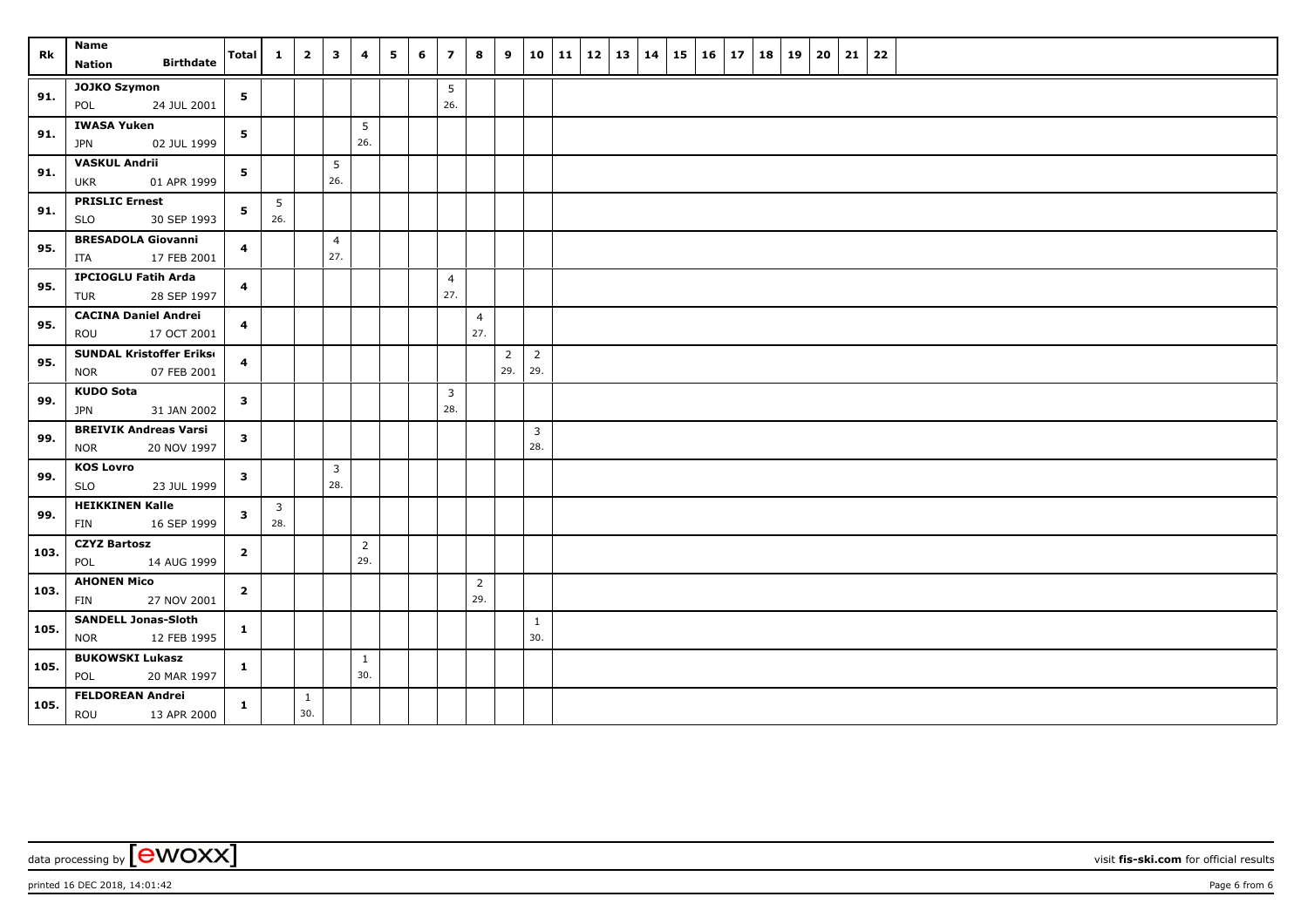| Rk | Name<br>Nation Birthdate | Total | 1 | 2 | 3 | 4 | 5 | 6 | 7 | 8 | 9 | 10 | 11 | 12 | 13 | 14 | 15 | 16 | 17 | 18 | 19 | 20 | 21 | 22 |
|---|---|---|---|---|---|---|---|---|---|---|---|---|---|---|---|---|---|---|---|---|---|---|---|---|
| 91. | JOJKO Szymon<br>POL 24 JUL 2001 | 5 | | | | | | | 5<br>26. | | | | | | | | | | | | | | | |
| 91. | IWASA Yuken<br>JPN 02 JUL 1999 | 5 | | | | 5<br>26. | | | | | | | | | | | | | | | | | | |
| 91. | VASKUL Andrii<br>UKR 01 APR 1999 | 5 | | | 5<br>26. | | | | | | | | | | | | | | | | | | | |
| 91. | PRISLIC Ernest<br>SLO 30 SEP 1993 | 5 | 5<br>26. | | | | | | | | | | | | | | | | | | | | | |
| 95. | BRESADOLA Giovanni<br>ITA 17 FEB 2001 | 4 | | | 4<br>27. | | | | | | | | | | | | | | | | | | | |
| 95. | IPCIOGLU Fatih Arda<br>TUR 28 SEP 1997 | 4 | | | | | | | 4<br>27. | | | | | | | | | | | | | | | |
| 95. | CACINA Daniel Andrei<br>ROU 17 OCT 2001 | 4 | | | | | | | | 4<br>27. | | | | | | | | | | | | | | |
| 95. | SUNDAL Kristoffer Erikse<br>NOR 07 FEB 2001 | 4 | | | | | | | | | 2<br>29. | 2<br>29. | | | | | | | | | | | | |
| 99. | KUDO Sota<br>JPN 31 JAN 2002 | 3 | | | | | | | 3<br>28. | | | | | | | | | | | | | | | |
| 99. | BREIVIK Andreas Varsi<br>NOR 20 NOV 1997 | 3 | | | | | | | | | | 3<br>28. | | | | | | | | | | | | |
| 99. | KOS Lovro<br>SLO 23 JUL 1999 | 3 | | | 3<br>28. | | | | | | | | | | | | | | | | | | | |
| 99. | HEIKKINEN Kalle<br>FIN 16 SEP 1999 | 3 | 3<br>28. | | | | | | | | | | | | | | | | | | | | | |
| 103. | CZYZ Bartosz<br>POL 14 AUG 1999 | 2 | | | | 2<br>29. | | | | | | | | | | | | | | | | | | |
| 103. | AHONEN Mico<br>FIN 27 NOV 2001 | 2 | | | | | | | | 2<br>29. | | | | | | | | | | | | | | |
| 105. | SANDELL Jonas-Sloth<br>NOR 12 FEB 1995 | 1 | | | | | | | | | | 1<br>30. | | | | | | | | | | | | |
| 105. | BUKOWSKI Lukasz<br>POL 20 MAR 1997 | 1 | | | | 1<br>30. | | | | | | | | | | | | | | | | | | |
| 105. | FELDOREAN Andrei<br>ROU 13 APR 2000 | 1 | | 1<br>30. | | | | | | | | | | | | | | | | | | | | |

data processing by [ewoxx] visit fis-ski.com for official results

printed 16 DEC 2018, 14:01:42